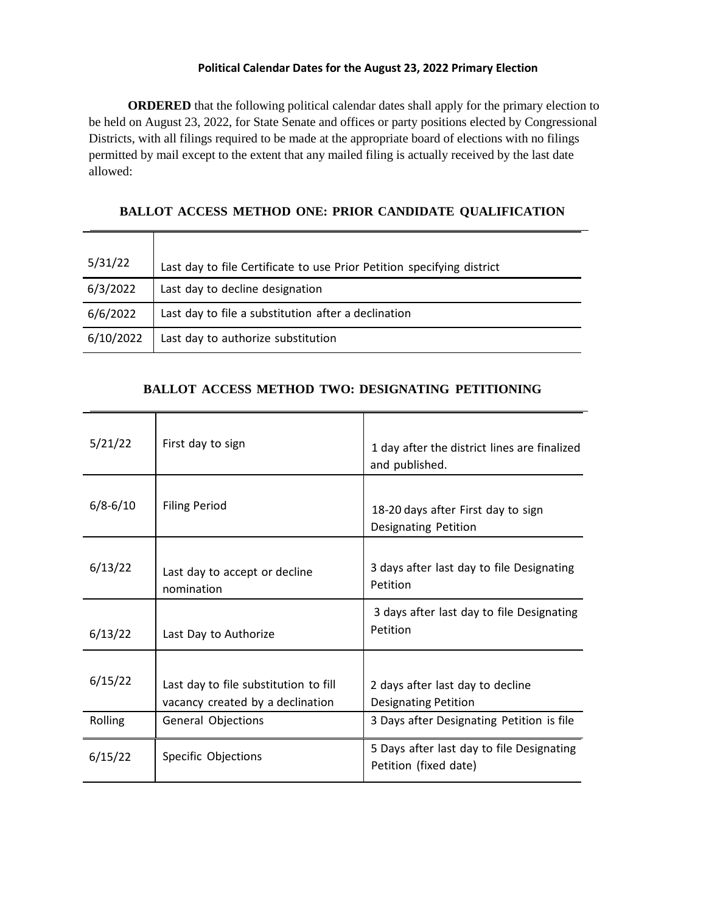**Political Calendar Dates for the August 23, 2022 Primary Election**

**ORDERED** that the following political calendar dates shall apply for the primary election to be held on August 23, 2022, for State Senate and offices or party positions elected by Congressional Districts, with all filings required to be made at the appropriate board of elections with no filings permitted by mail except to the extent that any mailed filing is actually received by the last date allowed:

## BALLOT ACCESS METHOD ONE: PRIOR CANDIDATE QUALIFICATION

| | |
|---|---|
| 5/31/22 | Last day to file Certificate to use Prior Petition specifying district |
| 6/3/2022 | Last day to decline designation |
| 6/6/2022 | Last day to file a substitution after a declination |
| 6/10/2022 | Last day to authorize substitution |

## BALLOT ACCESS METHOD TWO: DESIGNATING PETITIONING

| | | |
|---|---|---|
| 5/21/22 | First day to sign | 1 day after the district lines are finalized and published. |
| 6/8-6/10 | Filing Period | 18-20 days after First day to sign Designating Petition |
| 6/13/22 | Last day to accept or decline nomination | 3 days after last day to file Designating Petition |
| 6/13/22 | Last Day to Authorize | 3 days after last day to file Designating Petition |
| 6/15/22 | Last day to file substitution to fill vacancy created by a declination | 2 days after last day to decline Designating Petition |
| Rolling | General Objections | 3 Days after Designating Petition is file |
| 6/15/22 | Specific Objections | 5 Days after last day to file Designating Petition (fixed date) |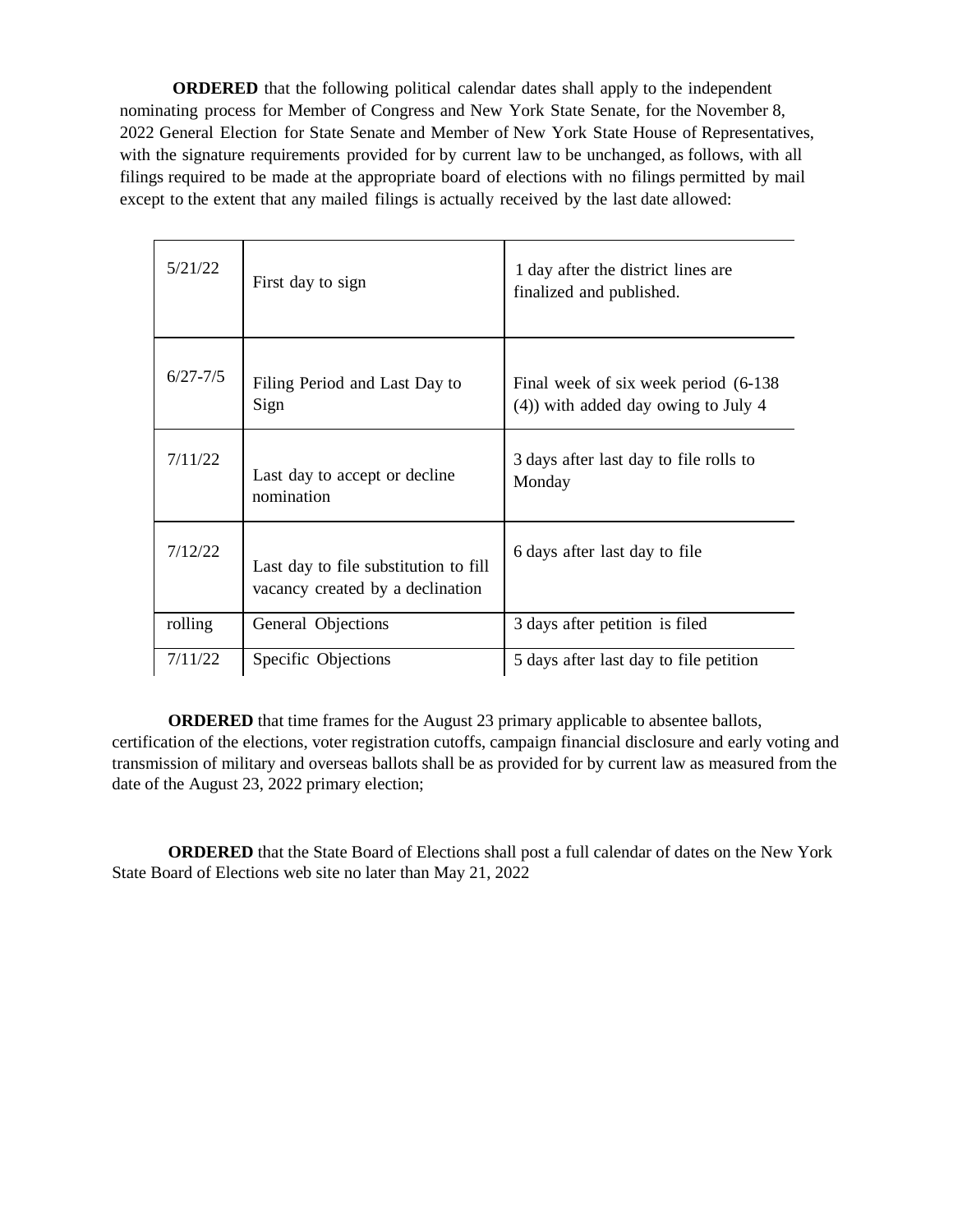**ORDERED** that the following political calendar dates shall apply to the independent nominating process for Member of Congress and New York State Senate, for the November 8, 2022 General Election for State Senate and Member of New York State House of Representatives, with the signature requirements provided for by current law to be unchanged, as follows, with all filings required to be made at the appropriate board of elections with no filings permitted by mail except to the extent that any mailed filings is actually received by the last date allowed:

| | | |
|---|---|---|
| 5/21/22 | First day to sign | 1 day after the district lines are finalized and published. |
| 6/27-7/5 | Filing Period and Last Day to Sign | Final week of six week period (6-138 (4)) with added day owing to July 4 |
| 7/11/22 | Last day to accept or decline nomination | 3 days after last day to file rolls to Monday |
| 7/12/22 | Last day to file substitution to fill vacancy created by a declination | 6 days after last day to file |
| rolling | General Objections | 3 days after petition is filed |
| 7/11/22 | Specific Objections | 5 days after last day to file petition |

**ORDERED** that time frames for the August 23 primary applicable to absentee ballots, certification of the elections, voter registration cutoffs, campaign financial disclosure and early voting and transmission of military and overseas ballots shall be as provided for by current law as measured from the date of the August 23, 2022 primary election;

**ORDERED** that the State Board of Elections shall post a full calendar of dates on the New York State Board of Elections web site no later than May 21, 2022